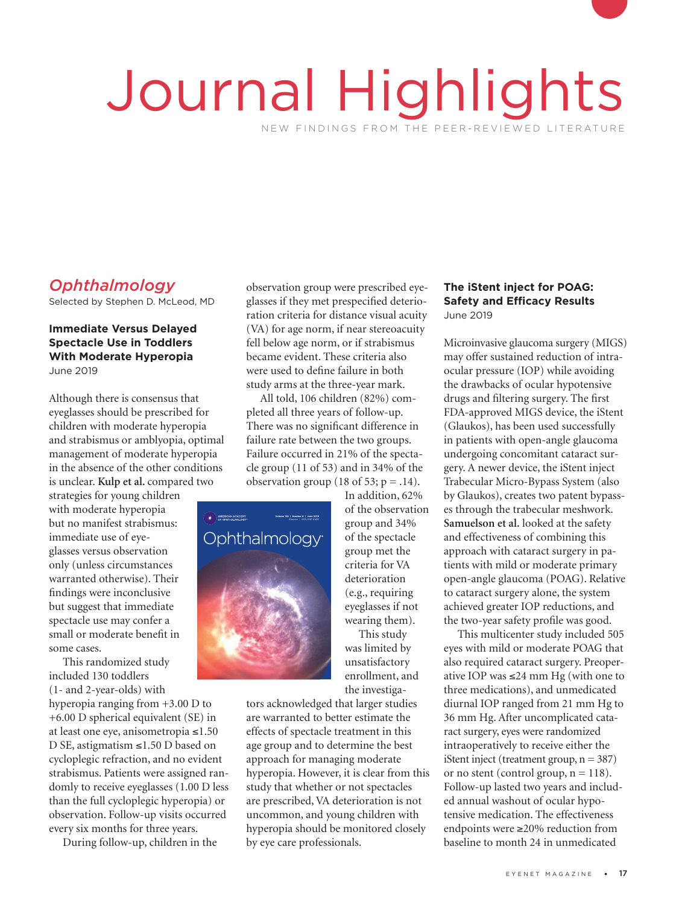# Journal Highlights

NEW FINDINGS FROM THE PEER-REVIEWED LITERATURE

## *Ophthalmology*

Selected by Stephen D. McLeod, MD

### Immediate Versus Delayed Spectacle Use in Toddlers With Moderate Hyperopia

June 2019

Although there is consensus that eyeglasses should be prescribed for children with moderate hyperopia and strabismus or amblyopia, optimal management of moderate hyperopia in the absence of the other conditions is unclear. **Kulp et al.** compared two strategies for young children with moderate hyperopia but no manifest strabismus: immediate use of eyeglasses versus observation only (unless circumstances warranted otherwise). Their findings were inconclusive but suggest that immediate spectacle use may confer a small or moderate benefit in some cases.

This randomized study included 130 toddlers (1- and 2-year-olds) with hyperopia ranging from +3.00 D to +6.00 D spherical equivalent (SE) in at least one eye, anisometropia ≤1.50 D SE, astigmatism ≤1.50 D based on cycloplegic refraction, and no evident strabismus. Patients were assigned randomly to receive eyeglasses (1.00 D less than the full cycloplegic hyperopia) or observation. Follow-up visits occurred every six months for three years.

During follow-up, children in the observation group were prescribed eyeglasses if they met prespecified deterioration criteria for distance visual acuity (VA) for age norm, if near stereoacuity fell below age norm, or if strabismus became evident. These criteria also were used to define failure in both study arms at the three-year mark.

All told, 106 children (82%) completed all three years of follow-up. There was no significant difference in failure rate between the two groups. Failure occurred in 21% of the spectacle group (11 of 53) and in 34% of the observation group (18 of 53; $p = .14$). In addition, 62% of the observation group and 34% of the spectacle group met the criteria for VA deterioration (e.g., requiring eyeglasses if not wearing them).

This study was limited by unsatisfactory enrollment, and the investigators acknowledged that larger studies are warranted to better estimate the effects of spectacle treatment in this age group and to determine the best approach for managing moderate hyperopia. However, it is clear from this study that whether or not spectacles are prescribed, VA deterioration is not uncommon, and young children with hyperopia should be monitored closely by eye care professionals.

### The iStent inject for POAG: Safety and Efficacy Results

June 2019

Microinvasive glaucoma surgery (MIGS) may offer sustained reduction of intraocular pressure (IOP) while avoiding the drawbacks of ocular hypotensive drugs and filtering surgery. The first FDA-approved MIGS device, the iStent (Glaukos), has been used successfully in patients with open-angle glaucoma undergoing concomitant cataract surgery. A newer device, the iStent inject Trabecular Micro-Bypass System (also by Glaukos), creates two patent bypasses through the trabecular meshwork. **Samuelson et al.** looked at the safety and effectiveness of combining this approach with cataract surgery in patients with mild or moderate primary open-angle glaucoma (POAG). Relative to cataract surgery alone, the system achieved greater IOP reductions, and the two-year safety profile was good.

This multicenter study included 505 eyes with mild or moderate POAG that also required cataract surgery. Preoperative IOP was ≤24 mm Hg (with one to three medications), and unmedicated diurnal IOP ranged from 21 mm Hg to 36 mm Hg. After uncomplicated cataract surgery, eyes were randomized intraoperatively to receive either the iStent inject (treatment group, $n = 387$) or no stent (control group, $n = 118$). Follow-up lasted two years and included annual washout of ocular hypotensive medication. The effectiveness endpoints were ≥20% reduction from baseline to month 24 in unmedicated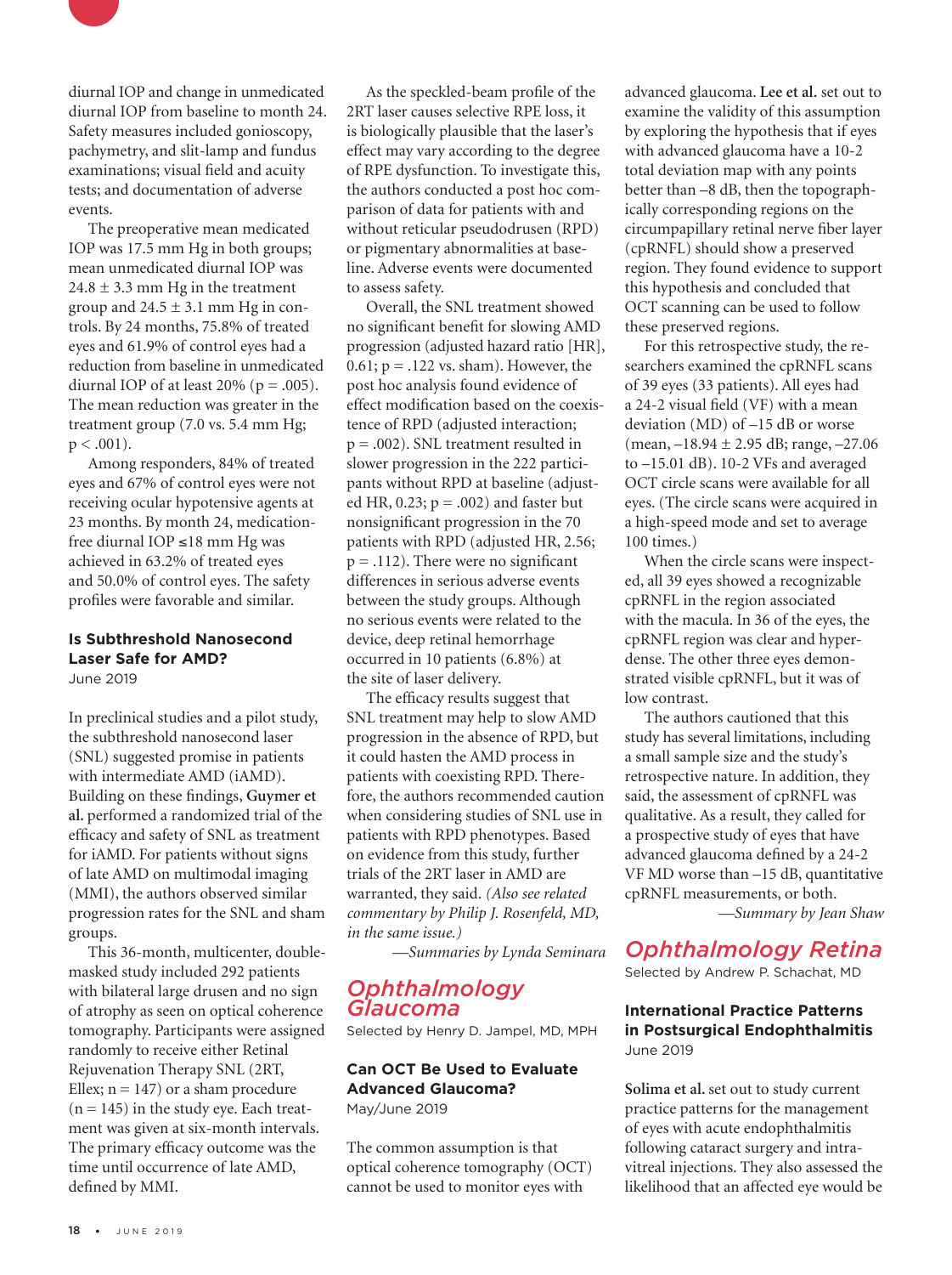diurnal IOP and change in unmedicated diurnal IOP from baseline to month 24. Safety measures included gonioscopy, pachymetry, and slit-lamp and fundus examinations; visual field and acuity tests; and documentation of adverse events.

The preoperative mean medicated IOP was 17.5 mm Hg in both groups; mean unmedicated diurnal IOP was 24.8 ± 3.3 mm Hg in the treatment group and 24.5 ± 3.1 mm Hg in controls. By 24 months, 75.8% of treated eyes and 61.9% of control eyes had a reduction from baseline in unmedicated diurnal IOP of at least 20% ($p = .005$). The mean reduction was greater in the treatment group (7.0 vs. 5.4 mm Hg; $p < .001$).

Among responders, 84% of treated eyes and 67% of control eyes were not receiving ocular hypotensive agents at 23 months. By month 24, medication-free diurnal IOP ≤18 mm Hg was achieved in 63.2% of treated eyes and 50.0% of control eyes. The safety profiles were favorable and similar.

### Is Subthreshold Nanosecond Laser Safe for AMD?

June 2019

In preclinical studies and a pilot study, the subthreshold nanosecond laser (SNL) suggested promise in patients with intermediate AMD (iAMD). Building on these findings, **Guymer et al.** performed a randomized trial of the efficacy and safety of SNL as treatment for iAMD. For patients without signs of late AMD on multimodal imaging (MMI), the authors observed similar progression rates for the SNL and sham groups.

This 36-month, multicenter, double-masked study included 292 patients with bilateral large drusen and no sign of atrophy as seen on optical coherence tomography. Participants were assigned randomly to receive either Retinal Rejuvenation Therapy SNL (2RT, Ellex; n = 147) or a sham procedure (n = 145) in the study eye. Each treatment was given at six-month intervals. The primary efficacy outcome was the time until occurrence of late AMD, defined by MMI.

As the speckled-beam profile of the 2RT laser causes selective RPE loss, it is biologically plausible that the laser's effect may vary according to the degree of RPE dysfunction. To investigate this, the authors conducted a post hoc comparison of data for patients with and without reticular pseudodrusen (RPD) or pigmentary abnormalities at baseline. Adverse events were documented to assess safety.

Overall, the SNL treatment showed no significant benefit for slowing AMD progression (adjusted hazard ratio [HR], 0.61; $p = .122$ vs. sham). However, the post hoc analysis found evidence of effect modification based on the coexistence of RPD (adjusted interaction; $p = .002$). SNL treatment resulted in slower progression in the 222 participants without RPD at baseline (adjusted HR, 0.23; $p = .002$) and faster but nonsignificant progression in the 70 patients with RPD (adjusted HR, 2.56; $p = .112$). There were no significant differences in serious adverse events between the study groups. Although no serious events were related to the device, deep retinal hemorrhage occurred in 10 patients (6.8%) at the site of laser delivery.

The efficacy results suggest that SNL treatment may help to slow AMD progression in the absence of RPD, but it could hasten the AMD process in patients with coexisting RPD. Therefore, the authors recommended caution when considering studies of SNL use in patients with RPD phenotypes. Based on evidence from this study, further trials of the 2RT laser in AMD are warranted, they said. *(Also see related commentary by Philip J. Rosenfeld, MD, in the same issue.)*

*—Summaries by Lynda Seminara*

## Ophthalmology Glaucoma

Selected by Henry D. Jampel, MD, MPH

### Can OCT Be Used to Evaluate Advanced Glaucoma?

May/June 2019

The common assumption is that optical coherence tomography (OCT) cannot be used to monitor eyes with advanced glaucoma. **Lee et al.** set out to examine the validity of this assumption by exploring the hypothesis that if eyes with advanced glaucoma have a 10-2 total deviation map with any points better than –8 dB, then the topographically corresponding regions on the circumpapillary retinal nerve fiber layer (cpRNFL) should show a preserved region. They found evidence to support this hypothesis and concluded that OCT scanning can be used to follow these preserved regions.

For this retrospective study, the researchers examined the cpRNFL scans of 39 eyes (33 patients). All eyes had a 24-2 visual field (VF) with a mean deviation (MD) of –15 dB or worse (mean, –18.94 ± 2.95 dB; range, –27.06 to –15.01 dB). 10-2 VFs and averaged OCT circle scans were available for all eyes. (The circle scans were acquired in a high-speed mode and set to average 100 times.)

When the circle scans were inspected, all 39 eyes showed a recognizable cpRNFL in the region associated with the macula. In 36 of the eyes, the cpRNFL region was clear and hyperdense. The other three eyes demonstrated visible cpRNFL, but it was of low contrast.

The authors cautioned that this study has several limitations, including a small sample size and the study's retrospective nature. In addition, they said, the assessment of cpRNFL was qualitative. As a result, they called for a prospective study of eyes that have advanced glaucoma defined by a 24-2 VF MD worse than –15 dB, quantitative cpRNFL measurements, or both.

*—Summary by Jean Shaw*

## Ophthalmology Retina

Selected by Andrew P. Schachat, MD

### International Practice Patterns in Postsurgical Endophthalmitis

June 2019

**Solima et al.** set out to study current practice patterns for the management of eyes with acute endophthalmitis following cataract surgery and intravitreal injections. They also assessed the likelihood that an affected eye would be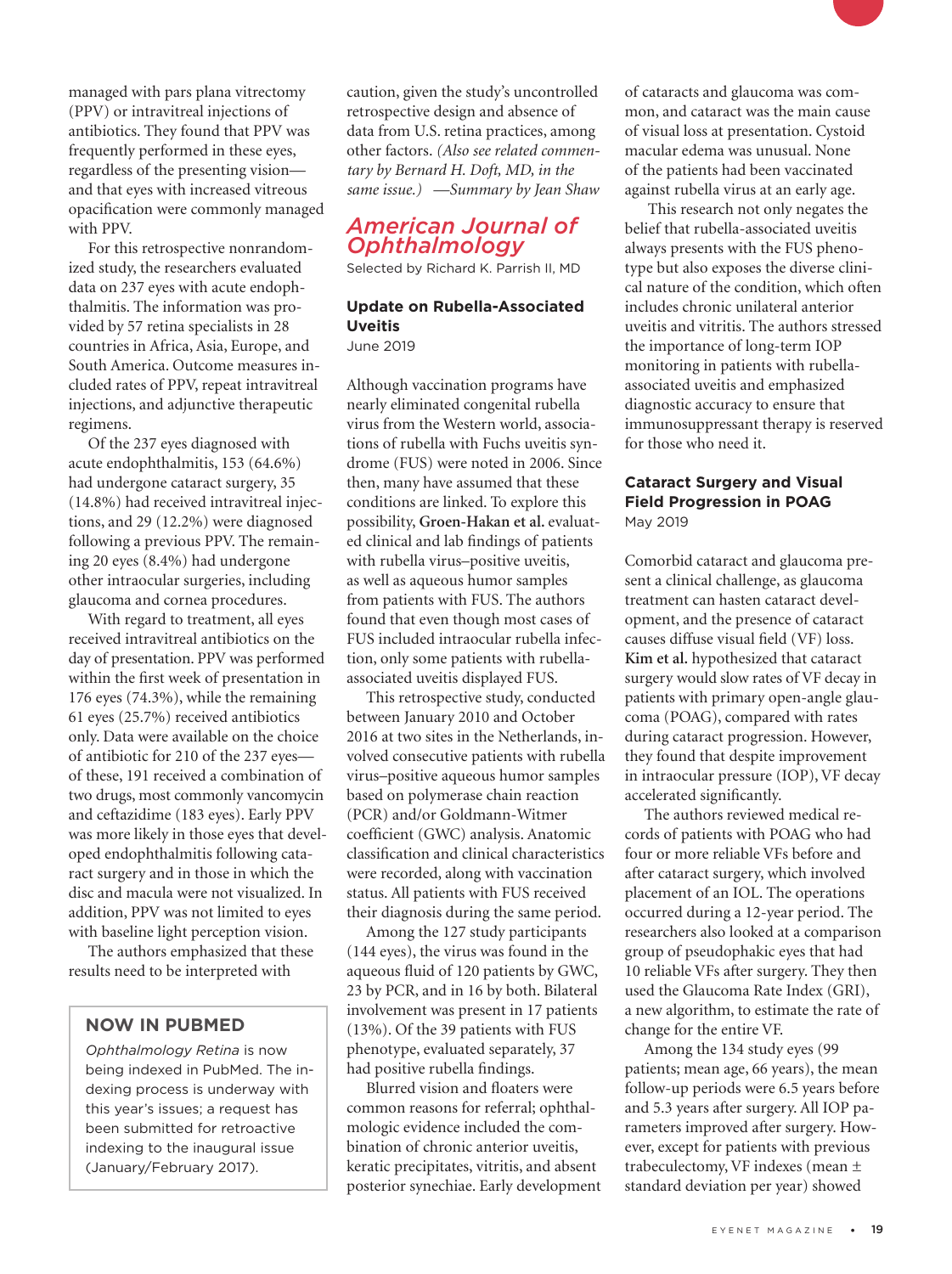managed with pars plana vitrectomy (PPV) or intravitreal injections of antibiotics. They found that PPV was frequently performed in these eyes, regardless of the presenting vision—and that eyes with increased vitreous opacification were commonly managed with PPV.

For this retrospective nonrandomized study, the researchers evaluated data on 237 eyes with acute endophthalmitis. The information was provided by 57 retina specialists in 28 countries in Africa, Asia, Europe, and South America. Outcome measures included rates of PPV, repeat intravitreal injections, and adjunctive therapeutic regimens.

Of the 237 eyes diagnosed with acute endophthalmitis, 153 (64.6%) had undergone cataract surgery, 35 (14.8%) had received intravitreal injections, and 29 (12.2%) were diagnosed following a previous PPV. The remaining 20 eyes (8.4%) had undergone other intraocular surgeries, including glaucoma and cornea procedures.

With regard to treatment, all eyes received intravitreal antibiotics on the day of presentation. PPV was performed within the first week of presentation in 176 eyes (74.3%), while the remaining 61 eyes (25.7%) received antibiotics only. Data were available on the choice of antibiotic for 210 of the 237 eyes—of these, 191 received a combination of two drugs, most commonly vancomycin and ceftazidime (183 eyes). Early PPV was more likely in those eyes that developed endophthalmitis following cataract surgery and in those in which the disc and macula were not visualized. In addition, PPV was not limited to eyes with baseline light perception vision.

The authors emphasized that these results need to be interpreted with caution, given the study's uncontrolled retrospective design and absence of data from U.S. retina practices, among other factors. *(Also see related commentary by Bernard H. Doft, MD, in the same issue.)* *—Summary by Jean Shaw*

## NOW IN PUBMED

*Ophthalmology Retina* is now being indexed in PubMed. The indexing process is underway with this year's issues; a request has been submitted for retroactive indexing to the inaugural issue (January/February 2017).

## American Journal of Ophthalmology

Selected by Richard K. Parrish II, MD

### Update on Rubella-Associated Uveitis

June 2019

Although vaccination programs have nearly eliminated congenital rubella virus from the Western world, associations of rubella with Fuchs uveitis syndrome (FUS) were noted in 2006. Since then, many have assumed that these conditions are linked. To explore this possibility, **Groen-Hakan et al.** evaluated clinical and lab findings of patients with rubella virus–positive uveitis, as well as aqueous humor samples from patients with FUS. The authors found that even though most cases of FUS included intraocular rubella infection, only some patients with rubella-associated uveitis displayed FUS.

This retrospective study, conducted between January 2010 and October 2016 at two sites in the Netherlands, involved consecutive patients with rubella virus–positive aqueous humor samples based on polymerase chain reaction (PCR) and/or Goldmann-Witmer coefficient (GWC) analysis. Anatomic classification and clinical characteristics were recorded, along with vaccination status. All patients with FUS received their diagnosis during the same period.

Among the 127 study participants (144 eyes), the virus was found in the aqueous fluid of 120 patients by GWC, 23 by PCR, and in 16 by both. Bilateral involvement was present in 17 patients (13%). Of the 39 patients with FUS phenotype, evaluated separately, 37 had positive rubella findings.

Blurred vision and floaters were common reasons for referral; ophthalmologic evidence included the combination of chronic anterior uveitis, keratic precipitates, vitritis, and absent posterior synechiae. Early development of cataracts and glaucoma was common, and cataract was the main cause of visual loss at presentation. Cystoid macular edema was unusual. None of the patients had been vaccinated against rubella virus at an early age.

This research not only negates the belief that rubella-associated uveitis always presents with the FUS phenotype but also exposes the diverse clinical nature of the condition, which often includes chronic unilateral anterior uveitis and vitritis. The authors stressed the importance of long-term IOP monitoring in patients with rubella-associated uveitis and emphasized diagnostic accuracy to ensure that immunosuppressant therapy is reserved for those who need it.

### Cataract Surgery and Visual Field Progression in POAG

May 2019

Comorbid cataract and glaucoma present a clinical challenge, as glaucoma treatment can hasten cataract development, and the presence of cataract causes diffuse visual field (VF) loss. **Kim et al.** hypothesized that cataract surgery would slow rates of VF decay in patients with primary open-angle glaucoma (POAG), compared with rates during cataract progression. However, they found that despite improvement in intraocular pressure (IOP), VF decay accelerated significantly.

The authors reviewed medical records of patients with POAG who had four or more reliable VFs before and after cataract surgery, which involved placement of an IOL. The operations occurred during a 12-year period. The researchers also looked at a comparison group of pseudophakic eyes that had 10 reliable VFs after surgery. They then used the Glaucoma Rate Index (GRI), a new algorithm, to estimate the rate of change for the entire VF.

Among the 134 study eyes (99 patients; mean age, 66 years), the mean follow-up periods were 6.5 years before and 5.3 years after surgery. All IOP parameters improved after surgery. However, except for patients with previous trabeculectomy, VF indexes (mean ± standard deviation per year) showed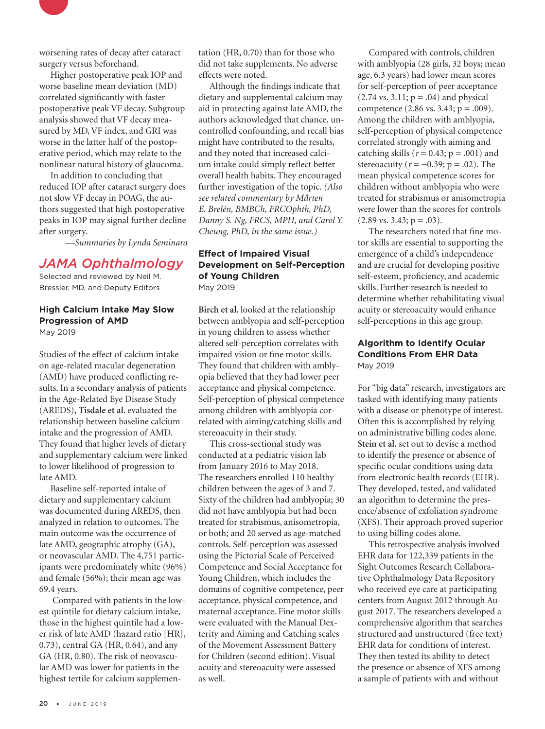worsening rates of decay after cataract surgery versus beforehand.

Higher postoperative peak IOP and worse baseline mean deviation (MD) correlated significantly with faster postoperative peak VF decay. Subgroup analysis showed that VF decay measured by MD, VF index, and GRI was worse in the latter half of the postoperative period, which may relate to the nonlinear natural history of glaucoma.

In addition to concluding that reduced IOP after cataract surgery does not slow VF decay in POAG, the authors suggested that high postoperative peaks in IOP may signal further decline after surgery.

*—Summaries by Lynda Seminara*

## *JAMA Ophthalmology*

Selected and reviewed by Neil M. Bressler, MD, and Deputy Editors

### High Calcium Intake May Slow Progression of AMD

May 2019

Studies of the effect of calcium intake on age-related macular degeneration (AMD) have produced conflicting results. In a secondary analysis of patients in the Age-Related Eye Disease Study (AREDS), **Tisdale et al.** evaluated the relationship between baseline calcium intake and the progression of AMD. They found that higher levels of dietary and supplementary calcium were linked to lower likelihood of progression to late AMD.

Baseline self-reported intake of dietary and supplementary calcium was documented during AREDS, then analyzed in relation to outcomes. The main outcome was the occurrence of late AMD, geographic atrophy (GA), or neovascular AMD. The 4,751 participants were predominately white (96%) and female (56%); their mean age was 69.4 years.

Compared with patients in the lowest quintile for dietary calcium intake, those in the highest quintile had a lower risk of late AMD (hazard ratio [HR], 0.73), central GA (HR, 0.64), and any GA (HR, 0.80). The risk of neovascular AMD was lower for patients in the highest tertile for calcium supplementation (HR, 0.70) than for those who did not take supplements. No adverse effects were noted.

Although the findings indicate that dietary and supplemental calcium may aid in protecting against late AMD, the authors acknowledged that chance, uncontrolled confounding, and recall bias might have contributed to the results, and they noted that increased calcium intake could simply reflect better overall health habits. They encouraged further investigation of the topic. *(Also see related commentary by Mårten E. Brelén, BMBCh, FRCOphth, PhD, Danny S. Ng, FRCS, MPH, and Carol Y. Cheung, PhD, in the same issue.)*

### Effect of Impaired Visual Development on Self-Perception of Young Children

May 2019

**Birch et al.** looked at the relationship between amblyopia and self-perception in young children to assess whether altered self-perception correlates with impaired vision or fine motor skills. They found that children with amblyopia believed that they had lower peer acceptance and physical competence. Self-perception of physical competence among children with amblyopia correlated with aiming/catching skills and stereoacuity in their study.

This cross-sectional study was conducted at a pediatric vision lab from January 2016 to May 2018. The researchers enrolled 110 healthy children between the ages of 3 and 7. Sixty of the children had amblyopia; 30 did not have amblyopia but had been treated for strabismus, anisometropia, or both; and 20 served as age-matched controls. Self-perception was assessed using the Pictorial Scale of Perceived Competence and Social Acceptance for Young Children, which includes the domains of cognitive competence, peer acceptance, physical competence, and maternal acceptance. Fine motor skills were evaluated with the Manual Dexterity and Aiming and Catching scales of the Movement Assessment Battery for Children (second edition). Visual acuity and stereoacuity were assessed as well.

Compared with controls, children with amblyopia (28 girls, 32 boys; mean age, 6.3 years) had lower mean scores for self-perception of peer acceptance (2.74 vs. 3.11; $p = .04$) and physical competence (2.86 vs. 3.43; $p = .009$). Among the children with amblyopia, self-perception of physical competence correlated strongly with aiming and catching skills ($r = 0.43$; $p = .001$) and stereoacuity ($r = -0.39$; $p = .02$). The mean physical competence scores for children without amblyopia who were treated for strabismus or anisometropia were lower than the scores for controls (2.89 vs. 3.43; $p = .03$).

The researchers noted that fine motor skills are essential to supporting the emergence of a child's independence and are crucial for developing positive self-esteem, proficiency, and academic skills. Further research is needed to determine whether rehabilitating visual acuity or stereoacuity would enhance self-perceptions in this age group.

### Algorithm to Identify Ocular Conditions From EHR Data

May 2019

For "big data" research, investigators are tasked with identifying many patients with a disease or phenotype of interest. Often this is accomplished by relying on administrative billing codes alone. **Stein et al.** set out to devise a method to identify the presence or absence of specific ocular conditions using data from electronic health records (EHR). They developed, tested, and validated an algorithm to determine the presence/absence of exfoliation syndrome (XFS). Their approach proved superior to using billing codes alone.

This retrospective analysis involved EHR data for 122,339 patients in the Sight Outcomes Research Collaborative Ophthalmology Data Repository who received eye care at participating centers from August 2012 through August 2017. The researchers developed a comprehensive algorithm that searches structured and unstructured (free text) EHR data for conditions of interest. They then tested its ability to detect the presence or absence of XFS among a sample of patients with and without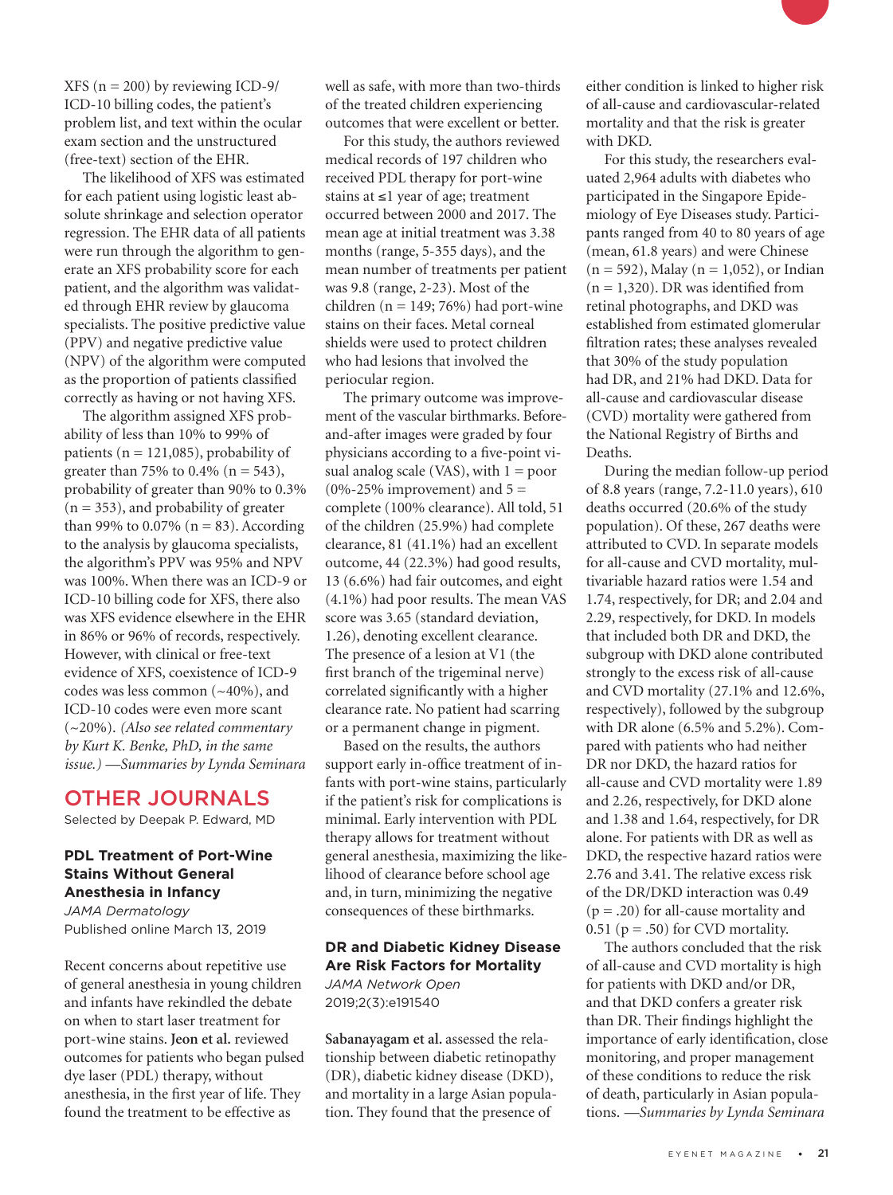XFS (n = 200) by reviewing ICD-9/ICD-10 billing codes, the patient's problem list, and text within the ocular exam section and the unstructured (free-text) section of the EHR.

The likelihood of XFS was estimated for each patient using logistic least absolute shrinkage and selection operator regression. The EHR data of all patients were run through the algorithm to generate an XFS probability score for each patient, and the algorithm was validated through EHR review by glaucoma specialists. The positive predictive value (PPV) and negative predictive value (NPV) of the algorithm were computed as the proportion of patients classified correctly as having or not having XFS.

The algorithm assigned XFS probability of less than 10% to 99% of patients (n = 121,085), probability of greater than 75% to 0.4% (n = 543), probability of greater than 90% to 0.3% (n = 353), and probability of greater than 99% to 0.07% (n = 83). According to the analysis by glaucoma specialists, the algorithm's PPV was 95% and NPV was 100%. When there was an ICD-9 or ICD-10 billing code for XFS, there also was XFS evidence elsewhere in the EHR in 86% or 96% of records, respectively. However, with clinical or free-text evidence of XFS, coexistence of ICD-9 codes was less common (~40%), and ICD-10 codes were even more scant (~20%). *(Also see related commentary by Kurt K. Benke, PhD, in the same issue.) —Summaries by Lynda Seminara*

## OTHER JOURNALS

Selected by Deepak P. Edward, MD

### PDL Treatment of Port-Wine Stains Without General Anesthesia in Infancy

*JAMA Dermatology*
Published online March 13, 2019

Recent concerns about repetitive use of general anesthesia in young children and infants have rekindled the debate on when to start laser treatment for port-wine stains. **Jeon et al.** reviewed outcomes for patients who began pulsed dye laser (PDL) therapy, without anesthesia, in the first year of life. They found the treatment to be effective as well as safe, with more than two-thirds of the treated children experiencing outcomes that were excellent or better.

For this study, the authors reviewed medical records of 197 children who received PDL therapy for port-wine stains at ≤1 year of age; treatment occurred between 2000 and 2017. The mean age at initial treatment was 3.38 months (range, 5-355 days), and the mean number of treatments per patient was 9.8 (range, 2-23). Most of the children (n = 149; 76%) had port-wine stains on their faces. Metal corneal shields were used to protect children who had lesions that involved the periocular region.

The primary outcome was improvement of the vascular birthmarks. Before-and-after images were graded by four physicians according to a five-point visual analog scale (VAS), with 1 = poor (0%-25% improvement) and 5 = complete (100% clearance). All told, 51 of the children (25.9%) had complete clearance, 81 (41.1%) had an excellent outcome, 44 (22.3%) had good results, 13 (6.6%) had fair outcomes, and eight (4.1%) had poor results. The mean VAS score was 3.65 (standard deviation, 1.26), denoting excellent clearance. The presence of a lesion at V1 (the first branch of the trigeminal nerve) correlated significantly with a higher clearance rate. No patient had scarring or a permanent change in pigment.

Based on the results, the authors support early in-office treatment of infants with port-wine stains, particularly if the patient's risk for complications is minimal. Early intervention with PDL therapy allows for treatment without general anesthesia, maximizing the likelihood of clearance before school age and, in turn, minimizing the negative consequences of these birthmarks.

### DR and Diabetic Kidney Disease Are Risk Factors for Mortality

*JAMA Network Open*
2019;2(3):e191540

**Sabanayagam et al.** assessed the relationship between diabetic retinopathy (DR), diabetic kidney disease (DKD), and mortality in a large Asian population. They found that the presence of either condition is linked to higher risk of all-cause and cardiovascular-related mortality and that the risk is greater with DKD.

For this study, the researchers evaluated 2,964 adults with diabetes who participated in the Singapore Epidemiology of Eye Diseases study. Participants ranged from 40 to 80 years of age (mean, 61.8 years) and were Chinese (n = 592), Malay (n = 1,052), or Indian (n = 1,320). DR was identified from retinal photographs, and DKD was established from estimated glomerular filtration rates; these analyses revealed that 30% of the study population had DR, and 21% had DKD. Data for all-cause and cardiovascular disease (CVD) mortality were gathered from the National Registry of Births and Deaths.

During the median follow-up period of 8.8 years (range, 7.2-11.0 years), 610 deaths occurred (20.6% of the study population). Of these, 267 deaths were attributed to CVD. In separate models for all-cause and CVD mortality, multivariable hazard ratios were 1.54 and 1.74, respectively, for DR; and 2.04 and 2.29, respectively, for DKD. In models that included both DR and DKD, the subgroup with DKD alone contributed strongly to the excess risk of all-cause and CVD mortality (27.1% and 12.6%, respectively), followed by the subgroup with DR alone (6.5% and 5.2%). Compared with patients who had neither DR nor DKD, the hazard ratios for all-cause and CVD mortality were 1.89 and 2.26, respectively, for DKD alone and 1.38 and 1.64, respectively, for DR alone. For patients with DR as well as DKD, the respective hazard ratios were 2.76 and 3.41. The relative excess risk of the DR/DKD interaction was 0.49 ($p = .20$) for all-cause mortality and 0.51 ($p = .50$) for CVD mortality.

The authors concluded that the risk of all-cause and CVD mortality is high for patients with DKD and/or DR, and that DKD confers a greater risk than DR. Their findings highlight the importance of early identification, close monitoring, and proper management of these conditions to reduce the risk of death, particularly in Asian populations. *—Summaries by Lynda Seminara*